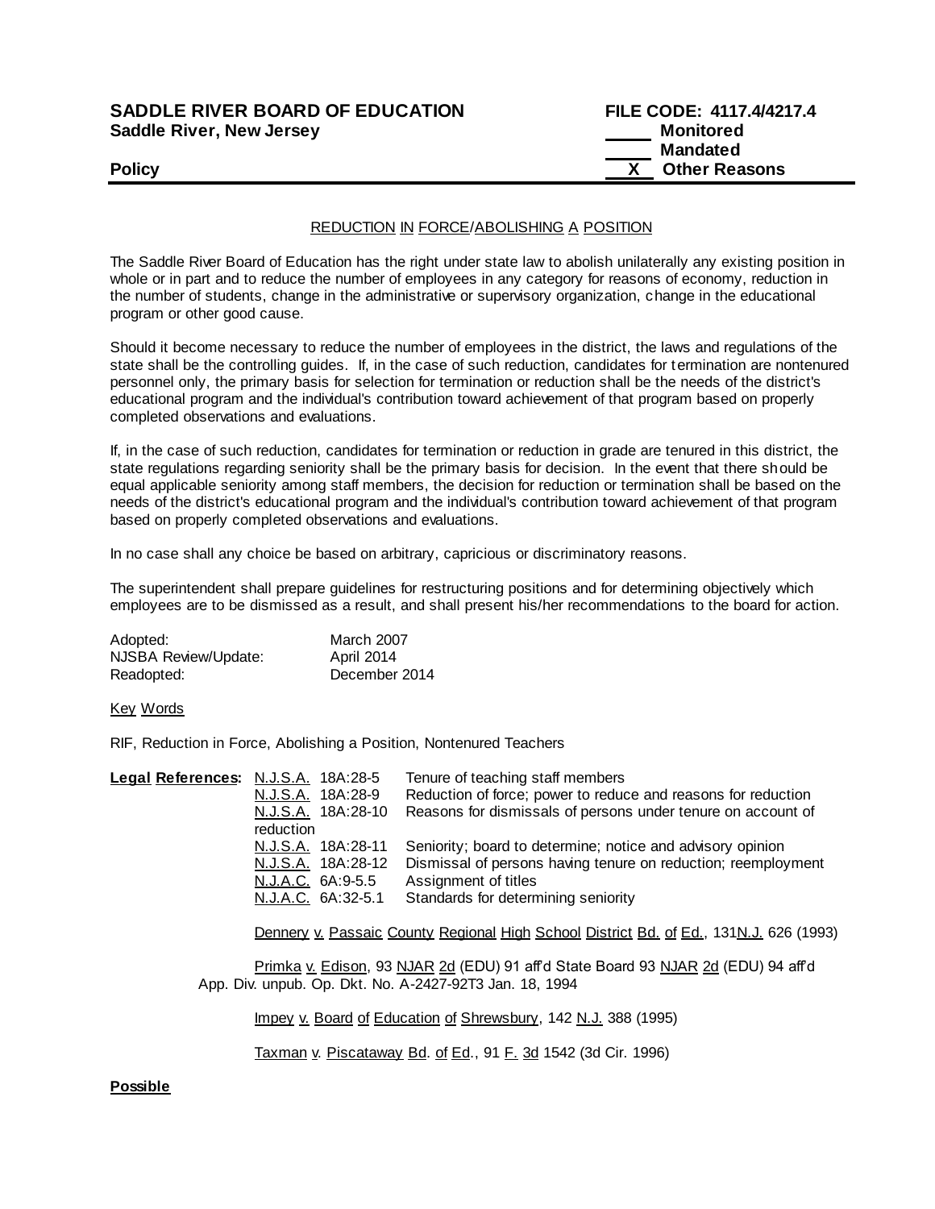**SADDLE RIVER BOARD OF EDUCATION**
**Saddle River, New Jersey**

**Policy**

**FILE CODE: 4117.4/4217.4**
\_\_\_\_\_ **Monitored**
\_\_\_\_\_ **Mandated**
**\_\_X\_\_ Other Reasons**

## REDUCTION IN FORCE/ABOLISHING A POSITION

The Saddle River Board of Education has the right under state law to abolish unilaterally any existing position in whole or in part and to reduce the number of employees in any category for reasons of economy, reduction in the number of students, change in the administrative or supervisory organization, change in the educational program or other good cause.

Should it become necessary to reduce the number of employees in the district, the laws and regulations of the state shall be the controlling guides. If, in the case of such reduction, candidates for termination are nontenured personnel only, the primary basis for selection for termination or reduction shall be the needs of the district's educational program and the individual's contribution toward achievement of that program based on properly completed observations and evaluations.

If, in the case of such reduction, candidates for termination or reduction in grade are tenured in this district, the state regulations regarding seniority shall be the primary basis for decision. In the event that there should be equal applicable seniority among staff members, the decision for reduction or termination shall be based on the needs of the district's educational program and the individual's contribution toward achievement of that program based on properly completed observations and evaluations.

In no case shall any choice be based on arbitrary, capricious or discriminatory reasons.

The superintendent shall prepare guidelines for restructuring positions and for determining objectively which employees are to be dismissed as a result, and shall present his/her recommendations to the board for action.

| | |
|---|---|
| Adopted: | March 2007 |
| NJSBA Review/Update: | April 2014 |
| Readopted: | December 2014 |

Key Words

RIF, Reduction in Force, Abolishing a Position, Nontenured Teachers

**Legal References:**

| | |
|---|---|
| N.J.S.A. 18A:28-5 | Tenure of teaching staff members |
| N.J.S.A. 18A:28-9 | Reduction of force; power to reduce and reasons for reduction |
| N.J.S.A. 18A:28-10 | Reasons for dismissals of persons under tenure on account of reduction |
| N.J.S.A. 18A:28-11 | Seniority; board to determine; notice and advisory opinion |
| N.J.S.A. 18A:28-12 | Dismissal of persons having tenure on reduction; reemployment |
| N.J.A.C. 6A:9-5.5 | Assignment of titles |
| N.J.A.C. 6A:32-5.1 | Standards for determining seniority |

Dennery v. Passaic County Regional High School District Bd. of Ed., 131N.J. 626 (1993)

Primka v. Edison, 93 NJAR 2d (EDU) 91 aff'd State Board 93 NJAR 2d (EDU) 94 aff'd App. Div. unpub. Op. Dkt. No. A-2427-92T3 Jan. 18, 1994

Impey v. Board of Education of Shrewsbury, 142 N.J. 388 (1995)

Taxman v. Piscataway Bd. of Ed., 91 F. 3d 1542 (3d Cir. 1996)

**Possible**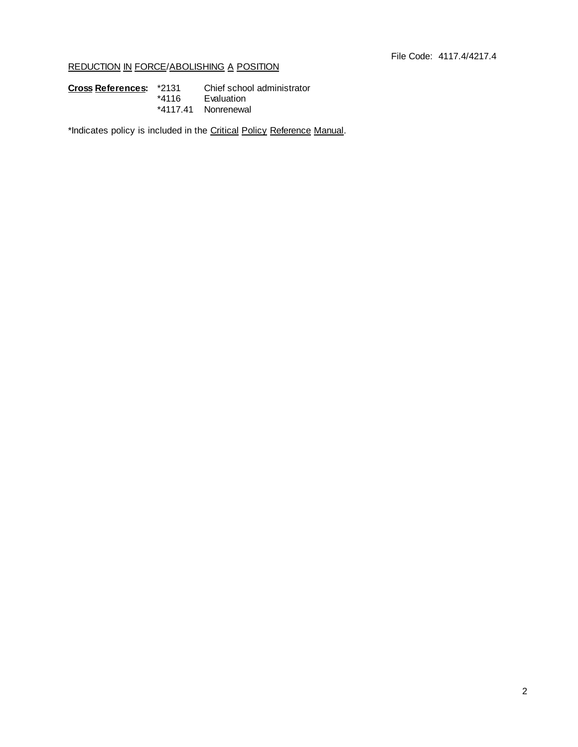REDUCTION IN FORCE/ABOLISHING A POSITION

**Cross References:**

| | |
|---|---|
| *2131 | Chief school administrator |
| *4116 | Evaluation |
| *4117.41 | Nonrenewal |

*Indicates policy is included in the Critical Policy Reference Manual.